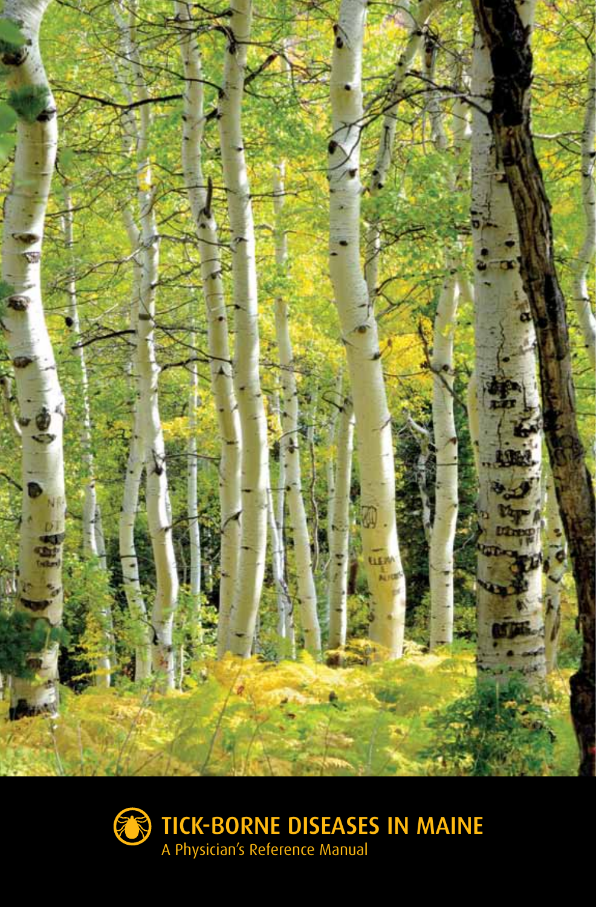# TICK-BORNE DISEASES IN MAINE

A Physician's Reference Manual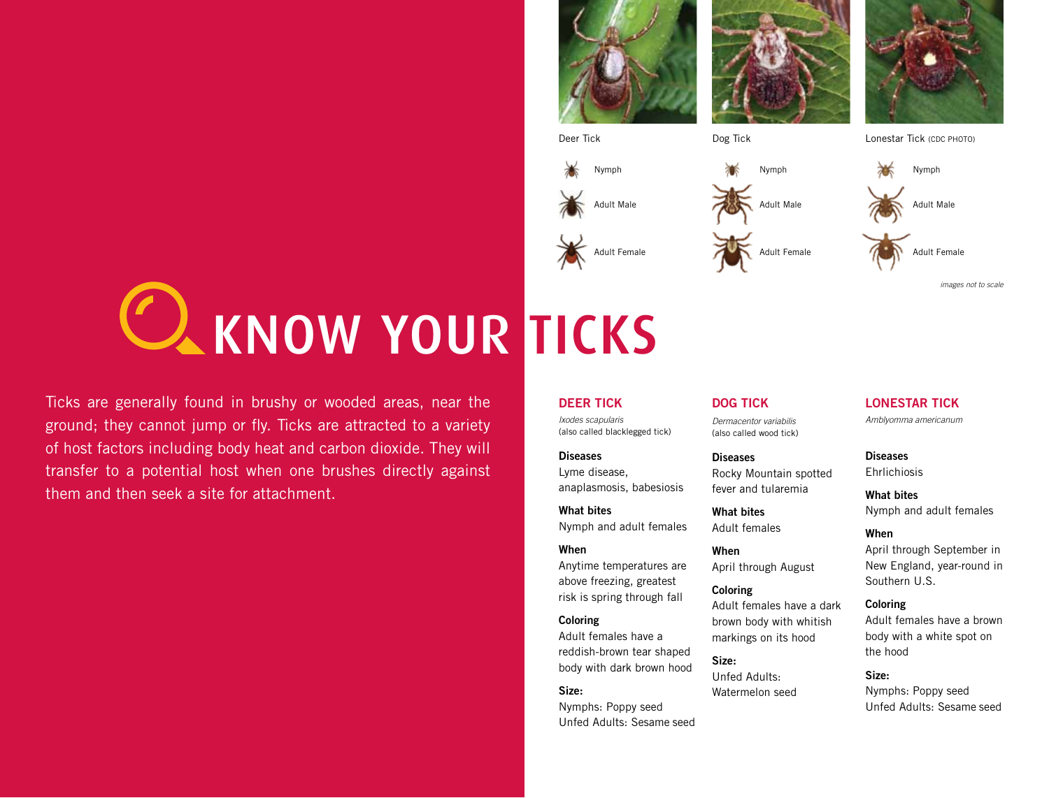Deer Tick

Nymph

Adult Male

Adult Female

Dog Tick

Nymph

Adult Male

Adult Female

Lonestar Tick (CDC PHOTO)

Nymph

Adult Male

Adult Female

*images not to scale*

# KNOW YOUR TICKS

Ticks are generally found in brushy or wooded areas, near the ground; they cannot jump or fly. Ticks are attracted to a variety of host factors including body heat and carbon dioxide. They will transfer to a potential host when one brushes directly against them and then seek a site for attachment.

## DEER TICK

*Ixodes scapularis*
(also called blacklegged tick)

**Diseases**
Lyme disease, anaplasmosis, babesiosis

**What bites**
Nymph and adult females

**When**
Anytime temperatures are above freezing, greatest risk is spring through fall

**Coloring**
Adult females have a reddish-brown tear shaped body with dark brown hood

**Size:**
Nymphs: Poppy seed
Unfed Adults: Sesame seed

## DOG TICK

*Dermacentor variabilis*
(also called wood tick)

**Diseases**
Rocky Mountain spotted fever and tularemia

**What bites**
Adult females

**When**
April through August

**Coloring**
Adult females have a dark brown body with whitish markings on its hood

**Size:**
Unfed Adults: Watermelon seed

## LONESTAR TICK

*Amblyomma americanum*

**Diseases**
Ehrlichiosis

**What bites**
Nymph and adult females

**When**
April through September in New England, year-round in Southern U.S.

**Coloring**
Adult females have a brown body with a white spot on the hood

**Size:**
Nymphs: Poppy seed
Unfed Adults: Sesame seed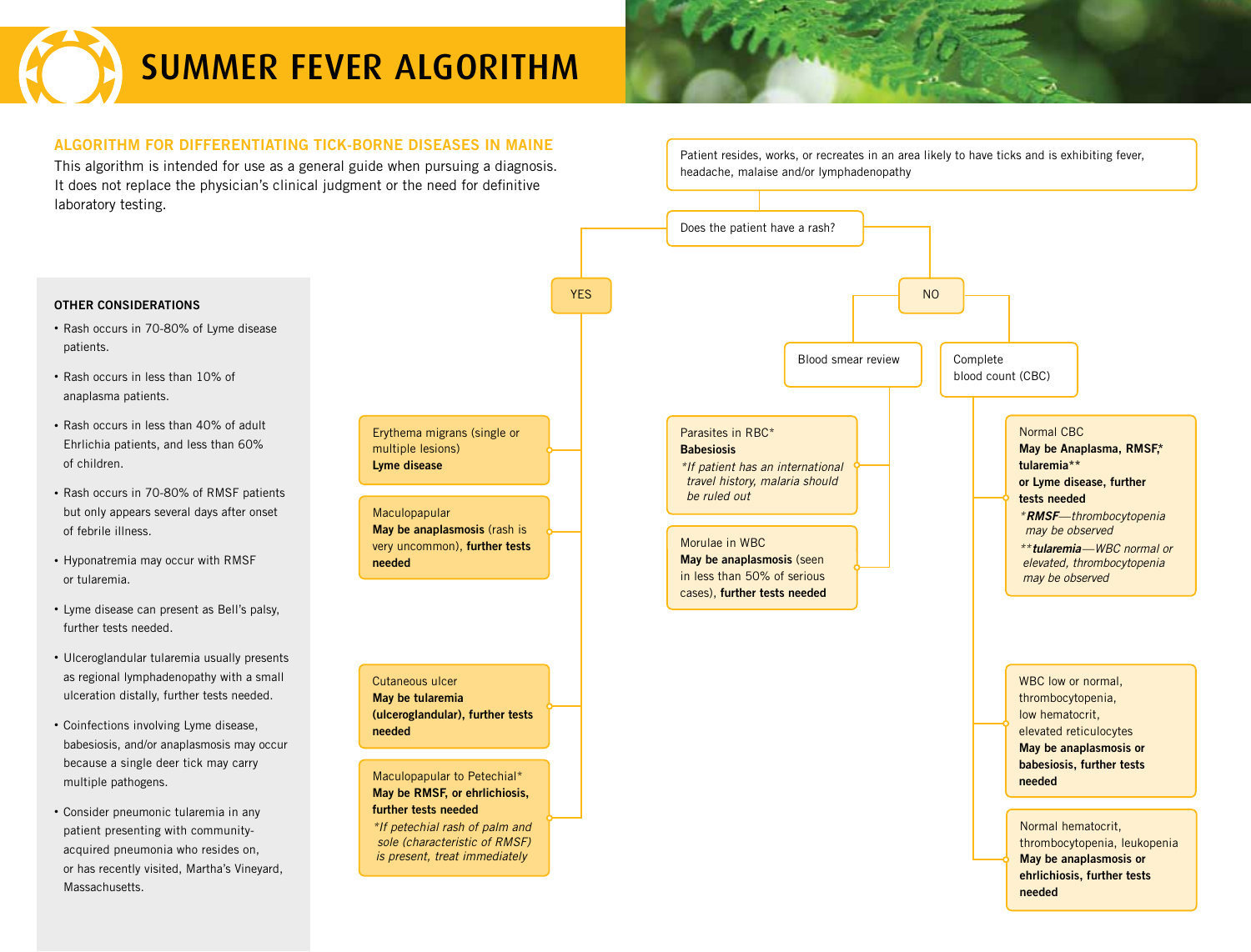# SUMMER FEVER ALGORITHM

## ALGORITHM FOR DIFFERENTIATING TICK-BORNE DISEASES IN MAINE

This algorithm is intended for use as a general guide when pursuing a diagnosis. It does not replace the physician's clinical judgment or the need for definitive laboratory testing.

### OTHER CONSIDERATIONS

- Rash occurs in 70-80% of Lyme disease patients.
- Rash occurs in less than 10% of anaplasma patients.
- Rash occurs in less than 40% of adult Ehrlichia patients, and less than 60% of children.
- Rash occurs in 70-80% of RMSF patients but only appears several days after onset of febrile illness.
- Hyponatremia may occur with RMSF or tularemia.
- Lyme disease can present as Bell's palsy, further tests needed.
- Ulceroglandular tularemia usually presents as regional lymphadenopathy with a small ulceration distally, further tests needed.
- Coinfections involving Lyme disease, babesiosis, and/or anaplasmosis may occur because a single deer tick may carry multiple pathogens.
- Consider pneumonic tularemia in any patient presenting with community-acquired pneumonia who resides on, or has recently visited, Martha's Vineyard, Massachusetts.

---

Patient resides, works, or recreates in an area likely to have ticks and is exhibiting fever, headache, malaise and/or lymphadenopathy

**Does the patient have a rash?**

**YES**

- Erythema migrans (single or multiple lesions)
  **Lyme disease**
- Maculopapular
  **May be anaplasmosis** (rash is very uncommon), **further tests needed**
- Cutaneous ulcer
  **May be tularemia (ulceroglandular), further tests needed**
- Maculopapular to Petechial*
  **May be RMSF, or ehrlichiosis, further tests needed**
  *\*If petechial rash of palm and sole (characteristic of RMSF) is present, treat immediately*

**NO**

Blood smear review

- Parasites in RBC*
  **Babesiosis**
  *\*If patient has an international travel history, malaria should be ruled out*
- Morulae in WBC
  **May be anaplasmosis** (seen in less than 50% of serious cases), **further tests needed**

Complete blood count (CBC)

- Normal CBC
  **May be Anaplasma, RMSF,\* tularemia\*\* or Lyme disease, further tests needed**
  *\****RMSF****—thrombocytopenia may be observed*
  *\*\****tularemia****—WBC normal or elevated, thrombocytopenia may be observed*
- WBC low or normal, thrombocytopenia, low hematocrit, elevated reticulocytes
  **May be anaplasmosis or babesiosis, further tests needed**
- Normal hematocrit, thrombocytopenia, leukopenia
  **May be anaplasmosis or ehrlichiosis, further tests needed**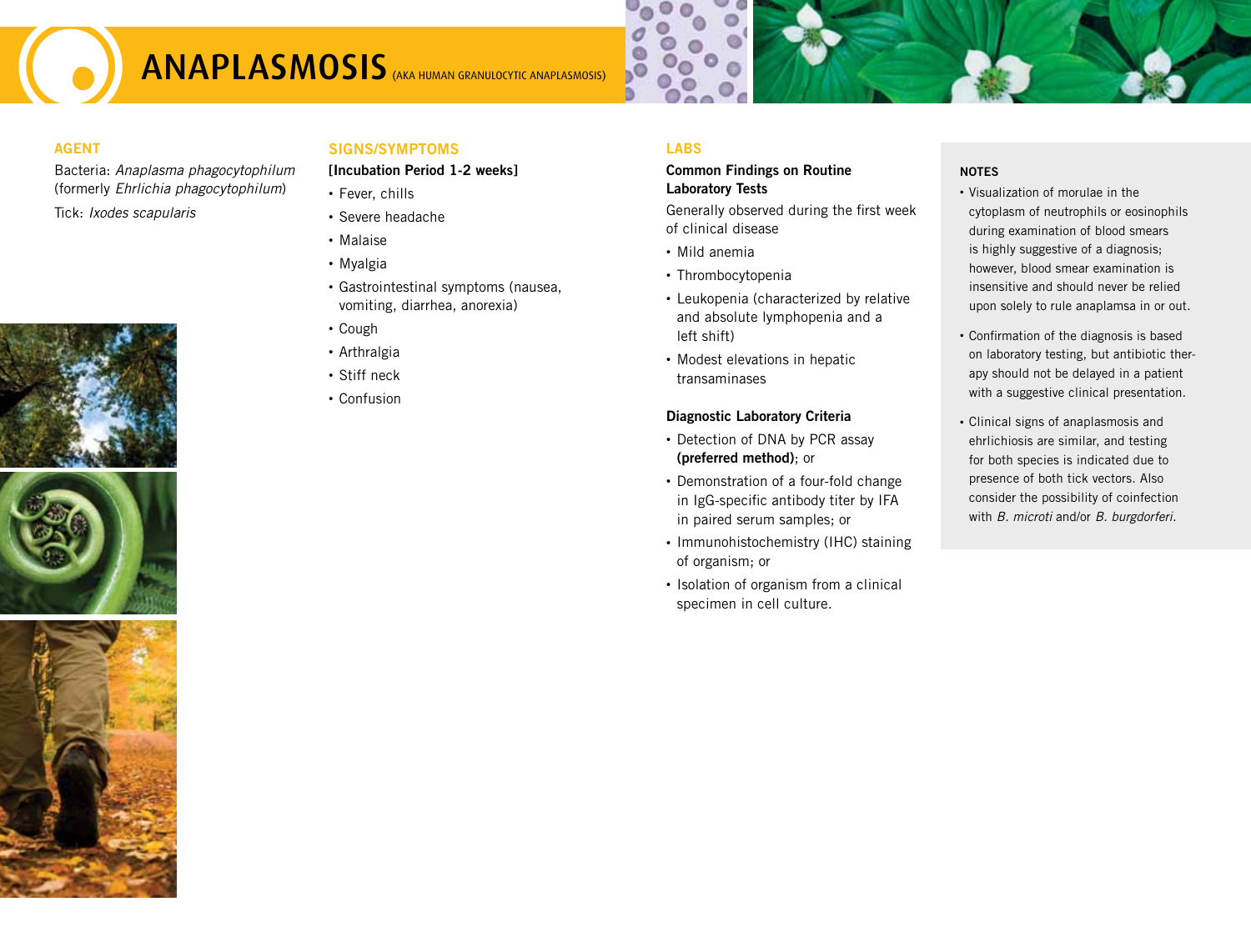# ANAPLASMOSIS (AKA HUMAN GRANULOCYTIC ANAPLASMOSIS)

## AGENT

Bacteria: *Anaplasma phagocytophilum* (formerly *Ehrlichia phagocytophilum*)

Tick: *Ixodes scapularis*

## SIGNS/SYMPTOMS

**[Incubation Period 1-2 weeks]**

- Fever, chills
- Severe headache
- Malaise
- Myalgia
- Gastrointestinal symptoms (nausea, vomiting, diarrhea, anorexia)
- Cough
- Arthralgia
- Stiff neck
- Confusion

## LABS

### Common Findings on Routine Laboratory Tests

Generally observed during the first week of clinical disease

- Mild anemia
- Thrombocytopenia
- Leukopenia (characterized by relative and absolute lymphopenia and a left shift)
- Modest elevations in hepatic transaminases

### Diagnostic Laboratory Criteria

- Detection of DNA by PCR assay **(preferred method)**; or
- Demonstration of a four-fold change in IgG-specific antibody titer by IFA in paired serum samples; or
- Immunohistochemistry (IHC) staining of organism; or
- Isolation of organism from a clinical specimen in cell culture.

## NOTES

- Visualization of morulae in the cytoplasm of neutrophils or eosinophils during examination of blood smears is highly suggestive of a diagnosis; however, blood smear examination is insensitive and should never be relied upon solely to rule anaplamsa in or out.
- Confirmation of the diagnosis is based on laboratory testing, but antibiotic therapy should not be delayed in a patient with a suggestive clinical presentation.
- Clinical signs of anaplasmosis and ehrlichiosis are similar, and testing for both species is indicated due to presence of both tick vectors. Also consider the possibility of coinfection with *B. microti* and/or *B. burgdorferi*.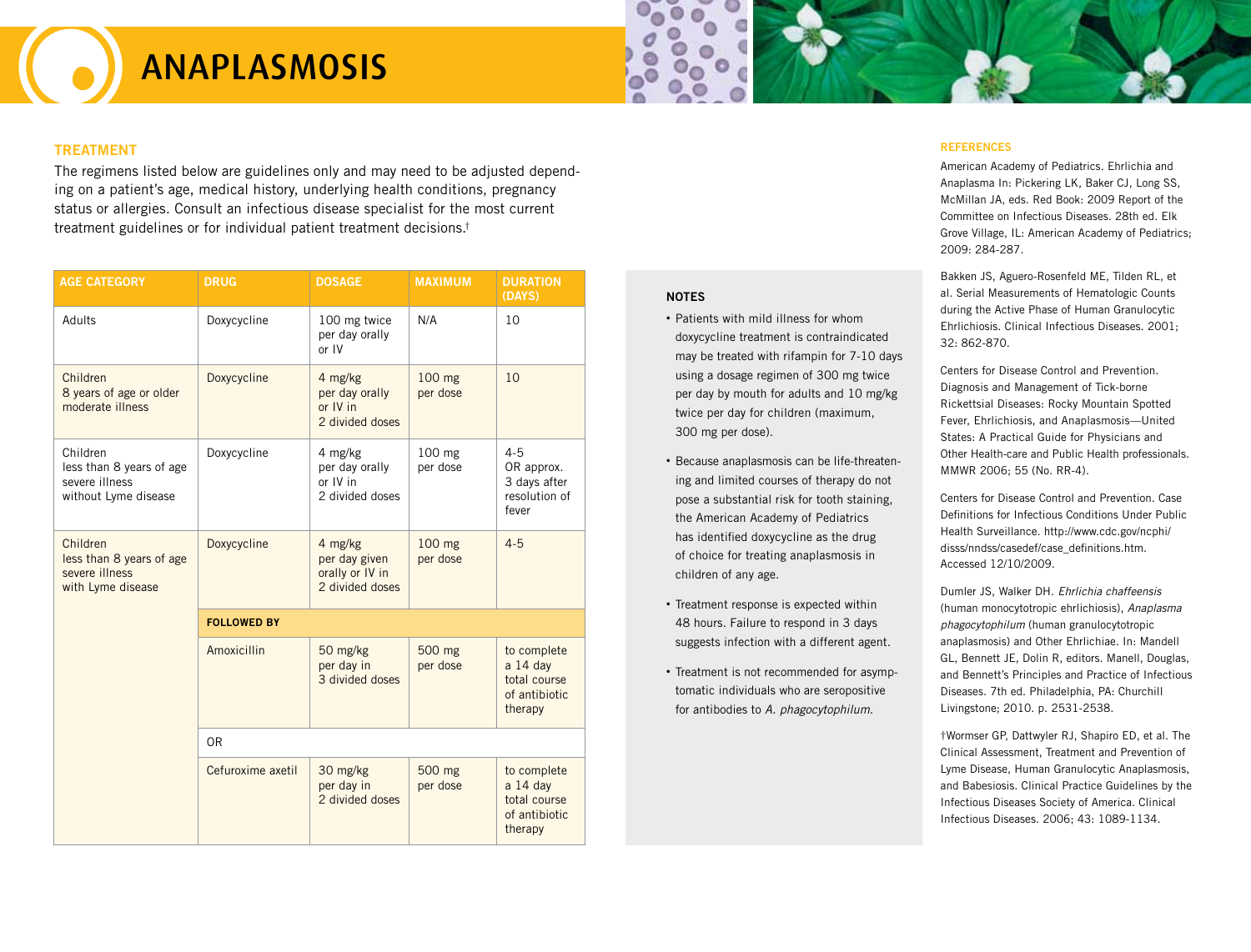# ANAPLASMOSIS

## TREATMENT

The regimens listed below are guidelines only and may need to be adjusted depending on a patient's age, medical history, underlying health conditions, pregnancy status or allergies. Consult an infectious disease specialist for the most current treatment guidelines or for individual patient treatment decisions.†

| AGE CATEGORY | DRUG | DOSAGE | MAXIMUM | DURATION (DAYS) |
|---|---|---|---|---|
| Adults | Doxycycline | 100 mg twice per day orally or IV | N/A | 10 |
| Children 8 years of age or older moderate illness | Doxycycline | 4 mg/kg per day orally or IV in 2 divided doses | 100 mg per dose | 10 |
| Children less than 8 years of age severe illness without Lyme disease | Doxycycline | 4 mg/kg per day orally or IV in 2 divided doses | 100 mg per dose | 4-5 OR approx. 3 days after resolution of fever |
| Children less than 8 years of age severe illness with Lyme disease | Doxycycline | 4 mg/kg per day given orally or IV in 2 divided doses | 100 mg per dose | 4-5 |
| | **FOLLOWED BY** | | | |
| | Amoxicillin | 50 mg/kg per day in 3 divided doses | 500 mg per dose | to complete a 14 day total course of antibiotic therapy |
| | OR | | | |
| | Cefuroxime axetil | 30 mg/kg per day in 2 divided doses | 500 mg per dose | to complete a 14 day total course of antibiotic therapy |

### NOTES

- Patients with mild illness for whom doxycycline treatment is contraindicated may be treated with rifampin for 7-10 days using a dosage regimen of 300 mg twice per day by mouth for adults and 10 mg/kg twice per day for children (maximum, 300 mg per dose).
- Because anaplasmosis can be life-threatening and limited courses of therapy do not pose a substantial risk for tooth staining, the American Academy of Pediatrics has identified doxycycline as the drug of choice for treating anaplasmosis in children of any age.
- Treatment response is expected within 48 hours. Failure to respond in 3 days suggests infection with a different agent.
- Treatment is not recommended for asymptomatic individuals who are seropositive for antibodies to *A. phagocytophilum*.

### REFERENCES

American Academy of Pediatrics. Ehrlichia and Anaplasma In: Pickering LK, Baker CJ, Long SS, McMillan JA, eds. Red Book: 2009 Report of the Committee on Infectious Diseases. 28th ed. Elk Grove Village, IL: American Academy of Pediatrics; 2009: 284-287.

Bakken JS, Aguero-Rosenfeld ME, Tilden RL, et al. Serial Measurements of Hematologic Counts during the Active Phase of Human Granulocytic Ehrlichiosis. Clinical Infectious Diseases. 2001; 32: 862-870.

Centers for Disease Control and Prevention. Diagnosis and Management of Tick-borne Rickettsial Diseases: Rocky Mountain Spotted Fever, Ehrlichiosis, and Anaplasmosis—United States: A Practical Guide for Physicians and Other Health-care and Public Health professionals. MMWR 2006; 55 (No. RR-4).

Centers for Disease Control and Prevention. Case Definitions for Infectious Conditions Under Public Health Surveillance. http://www.cdc.gov/ncphi/disss/nndss/casedef/case_definitions.htm. Accessed 12/10/2009.

Dumler JS, Walker DH. *Ehrlichia chaffeensis* (human monocytotropic ehrlichiosis), *Anaplasma phagocytophilum* (human granulocytotropic anaplasmosis) and Other Ehrlichiae. In: Mandell GL, Bennett JE, Dolin R, editors. Manell, Douglas, and Bennett's Principles and Practice of Infectious Diseases. 7th ed. Philadelphia, PA: Churchill Livingstone; 2010. p. 2531-2538.

†Wormser GP, Dattwyler RJ, Shapiro ED, et al. The Clinical Assessment, Treatment and Prevention of Lyme Disease, Human Granulocytic Anaplasmosis, and Babesiosis. Clinical Practice Guidelines by the Infectious Diseases Society of America. Clinical Infectious Diseases. 2006; 43: 1089-1134.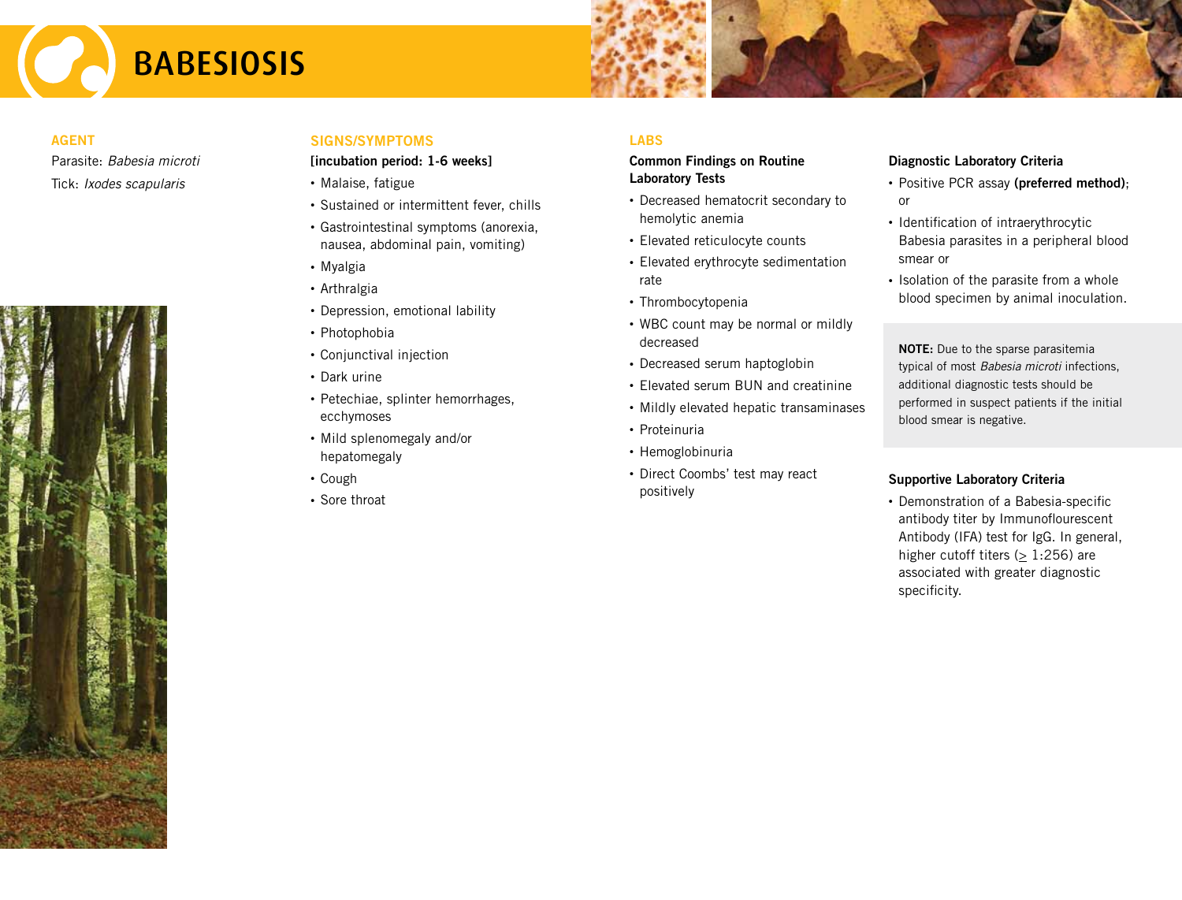# BABESIOSIS

## AGENT

Parasite: *Babesia microti*

Tick: *Ixodes scapularis*

## SIGNS/SYMPTOMS

**[incubation period: 1-6 weeks]**

- Malaise, fatigue
- Sustained or intermittent fever, chills
- Gastrointestinal symptoms (anorexia, nausea, abdominal pain, vomiting)
- Myalgia
- Arthralgia
- Depression, emotional lability
- Photophobia
- Conjunctival injection
- Dark urine
- Petechiae, splinter hemorrhages, ecchymoses
- Mild splenomegaly and/or hepatomegaly
- Cough
- Sore throat

## LABS

### Common Findings on Routine Laboratory Tests

- Decreased hematocrit secondary to hemolytic anemia
- Elevated reticulocyte counts
- Elevated erythrocyte sedimentation rate
- Thrombocytopenia
- WBC count may be normal or mildly decreased
- Decreased serum haptoglobin
- Elevated serum BUN and creatinine
- Mildly elevated hepatic transaminases
- Proteinuria
- Hemoglobinuria
- Direct Coombs' test may react positively

### Diagnostic Laboratory Criteria

- Positive PCR assay **(preferred method)**; or
- Identification of intraerythrocytic Babesia parasites in a peripheral blood smear or
- Isolation of the parasite from a whole blood specimen by animal inoculation.

**NOTE:** Due to the sparse parasitemia typical of most *Babesia microti* infections, additional diagnostic tests should be performed in suspect patients if the initial blood smear is negative.

### Supportive Laboratory Criteria

- Demonstration of a Babesia-specific antibody titer by Immunoflourescent Antibody (IFA) test for IgG. In general, higher cutoff titers ($\geq$ 1:256) are associated with greater diagnostic specificity.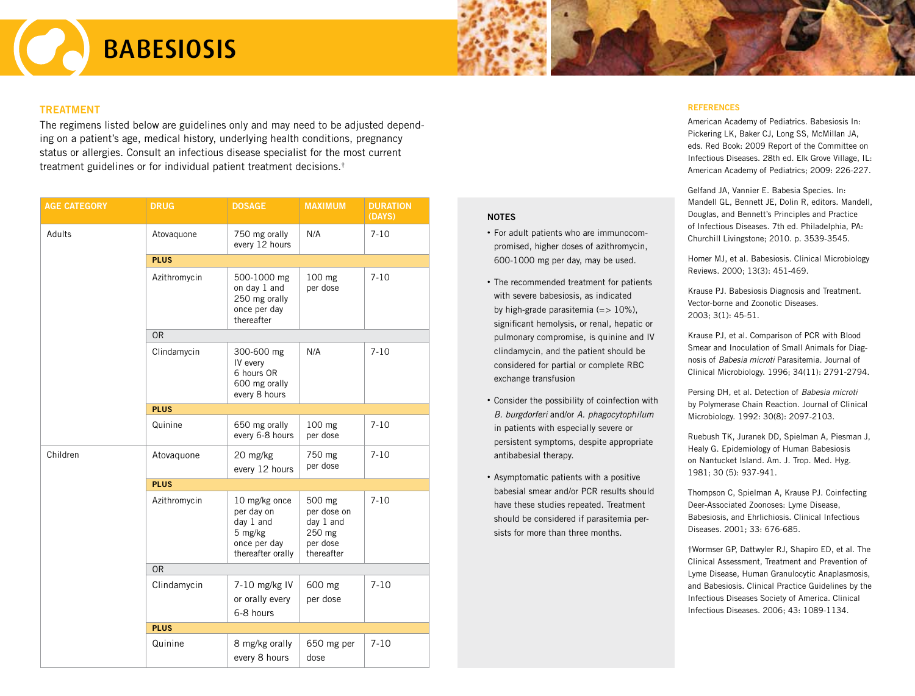# BABESIOSIS

## TREATMENT

The regimens listed below are guidelines only and may need to be adjusted depending on a patient's age, medical history, underlying health conditions, pregnancy status or allergies. Consult an infectious disease specialist for the most current treatment guidelines or for individual patient treatment decisions.†

| AGE CATEGORY | DRUG | DOSAGE | MAXIMUM | DURATION (DAYS) |
|---|---|---|---|---|
| Adults | Atovaquone | 750 mg orally every 12 hours | N/A | 7-10 |
| | **PLUS** | | | |
| | Azithromycin | 500-1000 mg on day 1 and 250 mg orally once per day thereafter | 100 mg per dose | 7-10 |
| | OR | | | |
| | Clindamycin | 300-600 mg IV every 6 hours OR 600 mg orally every 8 hours | N/A | 7-10 |
| | **PLUS** | | | |
| | Quinine | 650 mg orally every 6-8 hours | 100 mg per dose | 7-10 |
| Children | Atovaquone | 20 mg/kg every 12 hours | 750 mg per dose | 7-10 |
| | **PLUS** | | | |
| | Azithromycin | 10 mg/kg once per day on day 1 and 5 mg/kg once per day thereafter orally | 500 mg per dose on day 1 and 250 mg per dose thereafter | 7-10 |
| | OR | | | |
| | Clindamycin | 7-10 mg/kg IV or orally every 6-8 hours | 600 mg per dose | 7-10 |
| | **PLUS** | | | |
| | Quinine | 8 mg/kg orally every 8 hours | 650 mg per dose | 7-10 |

### NOTES

- For adult patients who are immunocompromised, higher doses of azithromycin, 600-1000 mg per day, may be used.
- The recommended treatment for patients with severe babesiosis, as indicated by high-grade parasitemia (=> 10%), significant hemolysis, or renal, hepatic or pulmonary compromise, is quinine and IV clindamycin, and the patient should be considered for partial or complete RBC exchange transfusion
- Consider the possibility of coinfection with *B. burgdorferi* and/or *A. phagocytophilum* in patients with especially severe or persistent symptoms, despite appropriate antibabesial therapy.
- Asymptomatic patients with a positive babesial smear and/or PCR results should have these studies repeated. Treatment should be considered if parasitemia persists for more than three months.

### REFERENCES

American Academy of Pediatrics. Babesiosis In: Pickering LK, Baker CJ, Long SS, McMillan JA, eds. Red Book: 2009 Report of the Committee on Infectious Diseases. 28th ed. Elk Grove Village, IL: American Academy of Pediatrics; 2009: 226-227.

Gelfand JA, Vannier E. Babesia Species. In: Mandell GL, Bennett JE, Dolin R, editors. Mandell, Douglas, and Bennett's Principles and Practice of Infectious Diseases. 7th ed. Philadelphia, PA: Churchill Livingstone; 2010. p. 3539-3545.

Homer MJ, et al. Babesiosis. Clinical Microbiology Reviews. 2000; 13(3): 451-469.

Krause PJ. Babesiosis Diagnosis and Treatment. Vector-borne and Zoonotic Diseases. 2003; 3(1): 45-51.

Krause PJ, et al. Comparison of PCR with Blood Smear and Inoculation of Small Animals for Diagnosis of *Babesia microti* Parasitemia. Journal of Clinical Microbiology. 1996; 34(11): 2791-2794.

Persing DH, et al. Detection of *Babesia microti* by Polymerase Chain Reaction. Journal of Clinical Microbiology. 1992: 30(8): 2097-2103.

Ruebush TK, Juranek DD, Spielman A, Piesman J, Healy G. Epidemiology of Human Babesiosis on Nantucket Island. Am. J. Trop. Med. Hyg. 1981; 30 (5): 937-941.

Thompson C, Spielman A, Krause PJ. Coinfecting Deer-Associated Zoonoses: Lyme Disease, Babesiosis, and Ehrlichiosis. Clinical Infectious Diseases. 2001; 33: 676-685.

†Wormser GP, Dattwyler RJ, Shapiro ED, et al. The Clinical Assessment, Treatment and Prevention of Lyme Disease, Human Granulocytic Anaplasmosis, and Babesiosis. Clinical Practice Guidelines by the Infectious Diseases Society of America. Clinical Infectious Diseases. 2006; 43: 1089-1134.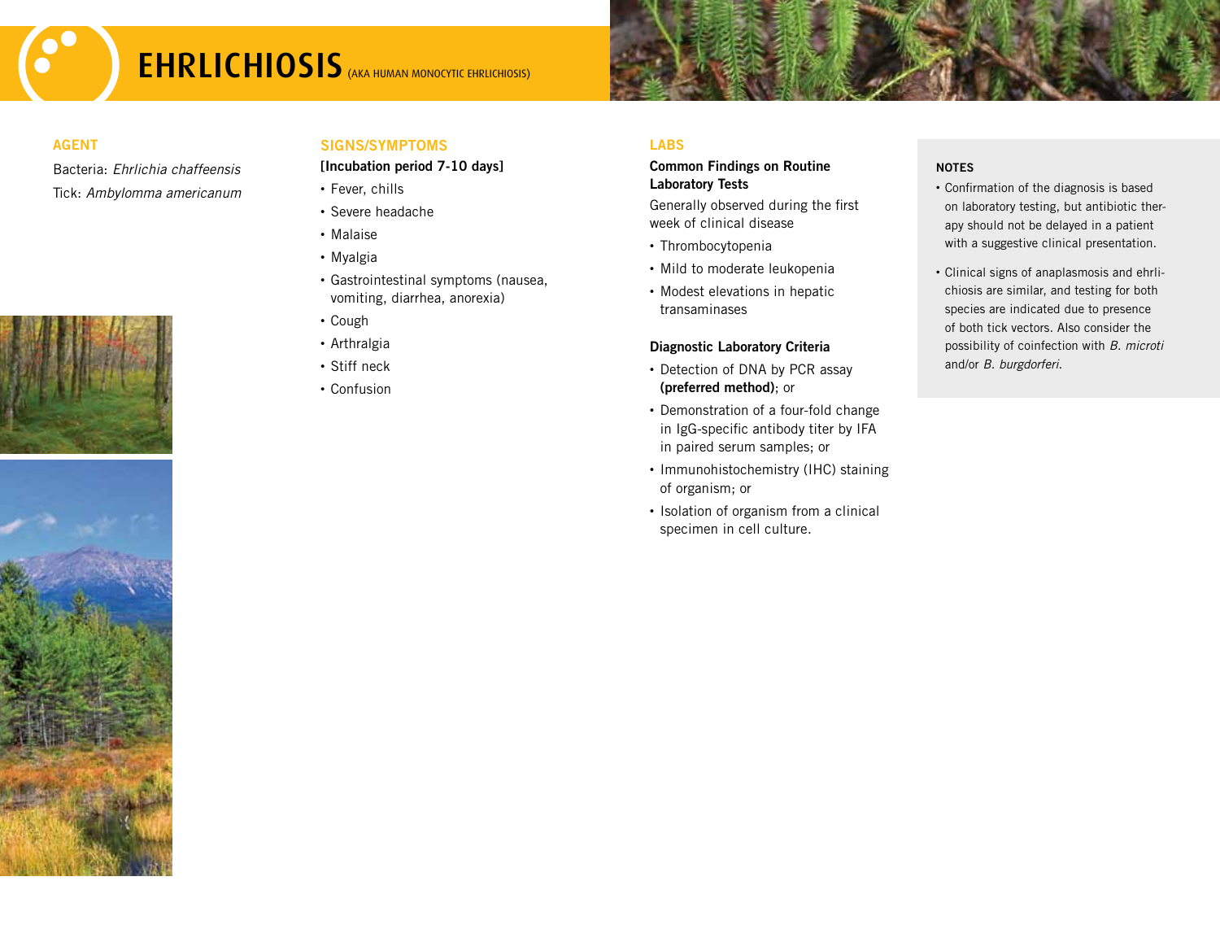# EHRLICHIOSIS (AKA HUMAN MONOCYTIC EHRLICHIOSIS)

## AGENT

Bacteria: *Ehrlichia chaffeensis*

Tick: *Ambylomma americanum*

## SIGNS/SYMPTOMS

**[Incubation period 7-10 days]**

- Fever, chills
- Severe headache
- Malaise
- Myalgia
- Gastrointestinal symptoms (nausea, vomiting, diarrhea, anorexia)
- Cough
- Arthralgia
- Stiff neck
- Confusion

## LABS

### Common Findings on Routine Laboratory Tests

Generally observed during the first week of clinical disease

- Thrombocytopenia
- Mild to moderate leukopenia
- Modest elevations in hepatic transaminases

### Diagnostic Laboratory Criteria

- Detection of DNA by PCR assay **(preferred method)**; or
- Demonstration of a four-fold change in IgG-specific antibody titer by IFA in paired serum samples; or
- Immunohistochemistry (IHC) staining of organism; or
- Isolation of organism from a clinical specimen in cell culture.

## NOTES

- Confirmation of the diagnosis is based on laboratory testing, but antibiotic therapy should not be delayed in a patient with a suggestive clinical presentation.
- Clinical signs of anaplasmosis and ehrlichiosis are similar, and testing for both species are indicated due to presence of both tick vectors. Also consider the possibility of coinfection with *B. microti* and/or *B. burgdorferi*.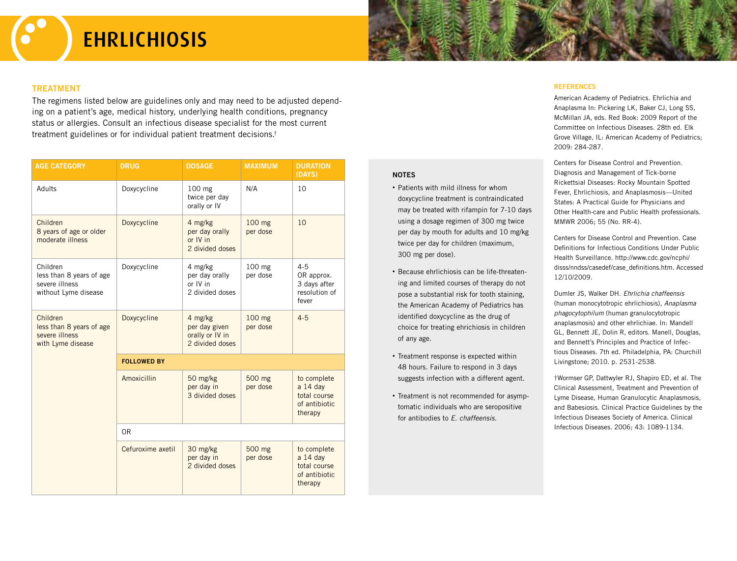# EHRLICHIOSIS

## TREATMENT

The regimens listed below are guidelines only and may need to be adjusted depending on a patient's age, medical history, underlying health conditions, pregnancy status or allergies. Consult an infectious disease specialist for the most current treatment guidelines or for individual patient treatment decisions.†

| AGE CATEGORY | DRUG | DOSAGE | MAXIMUM | DURATION (DAYS) |
|---|---|---|---|---|
| Adults | Doxycycline | 100 mg twice per day orally or IV | N/A | 10 |
| Children 8 years of age or older moderate illness | Doxycycline | 4 mg/kg per day orally or IV in 2 divided doses | 100 mg per dose | 10 |
| Children less than 8 years of age severe illness without Lyme disease | Doxycycline | 4 mg/kg per day orally or IV in 2 divided doses | 100 mg per dose | 4-5 OR approx. 3 days after resolution of fever |
| Children less than 8 years of age severe illness with Lyme disease | Doxycycline | 4 mg/kg per day given orally or IV in 2 divided doses | 100 mg per dose | 4-5 |
| | **FOLLOWED BY** | | | |
| | Amoxicillin | 50 mg/kg per day in 3 divided doses | 500 mg per dose | to complete a 14 day total course of antibiotic therapy |
| | OR | | | |
| | Cefuroxime axetil | 30 mg/kg per day in 2 divided doses | 500 mg per dose | to complete a 14 day total course of antibiotic therapy |

### NOTES

- Patients with mild illness for whom doxycycline treatment is contraindicated may be treated with rifampin for 7-10 days using a dosage regimen of 300 mg twice per day by mouth for adults and 10 mg/kg twice per day for children (maximum, 300 mg per dose).
- Because ehrlichiosis can be life-threatening and limited courses of therapy do not pose a substantial risk for tooth staining, the American Academy of Pediatrics has identified doxycycline as the drug of choice for treating ehrichiosis in children of any age.
- Treatment response is expected within 48 hours. Failure to respond in 3 days suggests infection with a different agent.
- Treatment is not recommended for asymptomatic individuals who are seropositive for antibodies to *E. chaffeensis*.

### REFERENCES

American Academy of Pediatrics. Ehrlichia and Anaplasma In: Pickering LK, Baker CJ, Long SS, McMillan JA, eds. Red Book: 2009 Report of the Committee on Infectious Diseases. 28th ed. Elk Grove Village, IL: American Academy of Pediatrics; 2009: 284-287.

Centers for Disease Control and Prevention. Diagnosis and Management of Tick-borne Rickettsial Diseases: Rocky Mountain Spotted Fever, Ehrlichiosis, and Anaplasmosis—United States: A Practical Guide for Physicians and Other Health-care and Public Health professionals. MMWR 2006; 55 (No. RR-4).

Centers for Disease Control and Prevention. Case Definitions for Infectious Conditions Under Public Health Surveillance. http://www.cdc.gov/ncphi/disss/nndss/casedef/case_definitions.htm. Accessed 12/10/2009.

Dumler JS, Walker DH. *Ehrlichia chaffeensis* (human monocytotropic ehrlichiosis), *Anaplasma phagocytophilum* (human granulocytotropic anaplasmosis) and other ehrlichiae. In: Mandell GL, Bennett JE, Dolin R, editors. Manell, Douglas, and Bennett's Principles and Practice of Infectious Diseases. 7th ed. Philadelphia, PA: Churchill Livingstone; 2010. p. 2531-2538.

†Wormser GP, Dattwyler RJ, Shapiro ED, et al. The Clinical Assessment, Treatment and Prevention of Lyme Disease, Human Granulocytic Anaplasmosis, and Babesiosis. Clinical Practice Guidelines by the Infectious Diseases Society of America. Clinical Infectious Diseases. 2006; 43: 1089-1134.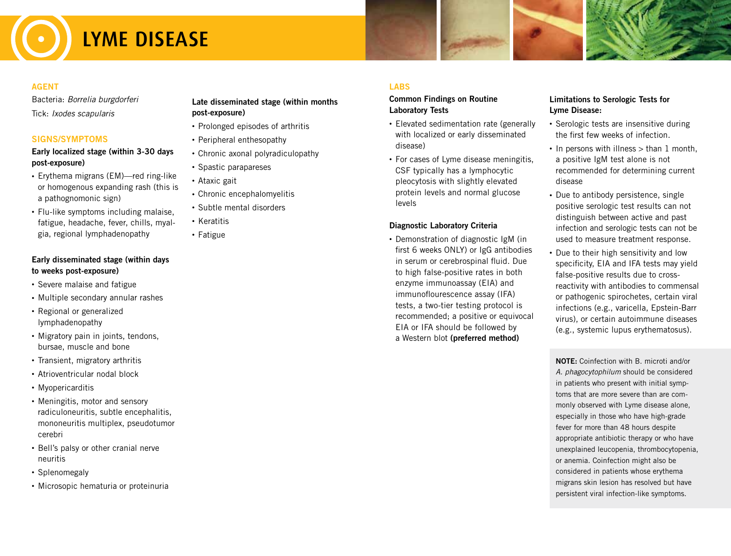# LYME DISEASE

## AGENT

Bacteria: *Borrelia burgdorferi*

Tick: *Ixodes scapularis*

## SIGNS/SYMPTOMS

**Early localized stage (within 3-30 days post-exposure)**

- Erythema migrans (EM)—red ring-like or homogenous expanding rash (this is a pathognomonic sign)
- Flu-like symptoms including malaise, fatigue, headache, fever, chills, myalgia, regional lymphadenopathy

**Early disseminated stage (within days to weeks post-exposure)**

- Severe malaise and fatigue
- Multiple secondary annular rashes
- Regional or generalized lymphadenopathy
- Migratory pain in joints, tendons, bursae, muscle and bone
- Transient, migratory arthritis
- Atrioventricular nodal block
- Myopericarditis
- Meningitis, motor and sensory radiculoneuritis, subtle encephalitis, mononeuritis multiplex, pseudotumor cerebri
- Bell's palsy or other cranial nerve neuritis
- Splenomegaly
- Microsopic hematuria or proteinuria

**Late disseminated stage (within months post-exposure)**

- Prolonged episodes of arthritis
- Peripheral enthesopathy
- Chronic axonal polyradiculopathy
- Spastic parapareses
- Ataxic gait
- Chronic encephalomyelitis
- Subtle mental disorders
- Keratitis
- Fatigue

## LABS

**Common Findings on Routine Laboratory Tests**

- Elevated sedimentation rate (generally with localized or early disseminated disease)
- For cases of Lyme disease meningitis, CSF typically has a lymphocytic pleocytosis with slightly elevated protein levels and normal glucose levels

**Diagnostic Laboratory Criteria**

- Demonstration of diagnostic IgM (in first 6 weeks ONLY) or IgG antibodies in serum or cerebrospinal fluid. Due to high false-positive rates in both enzyme immunoassay (EIA) and immunoflourescence assay (IFA) tests, a two-tier testing protocol is recommended; a positive or equivocal EIA or IFA should be followed by a Western blot **(preferred method)**

**Limitations to Serologic Tests for Lyme Disease:**

- Serologic tests are insensitive during the first few weeks of infection.
- In persons with illness > than 1 month, a positive IgM test alone is not recommended for determining current disease
- Due to antibody persistence, single positive serologic test results can not distinguish between active and past infection and serologic tests can not be used to measure treatment response.
- Due to their high sensitivity and low specificity, EIA and IFA tests may yield false-positive results due to cross-reactivity with antibodies to commensal or pathogenic spirochetes, certain viral infections (e.g., varicella, Epstein-Barr virus), or certain autoimmune diseases (e.g., systemic lupus erythematosus).

**NOTE:** Coinfection with B. microti and/or *A. phagocytophilum* should be considered in patients who present with initial symptoms that are more severe than are commonly observed with Lyme disease alone, especially in those who have high-grade fever for more than 48 hours despite appropriate antibiotic therapy or who have unexplained leucopenia, thrombocytopenia, or anemia. Coinfection might also be considered in patients whose erythema migrans skin lesion has resolved but have persistent viral infection-like symptoms.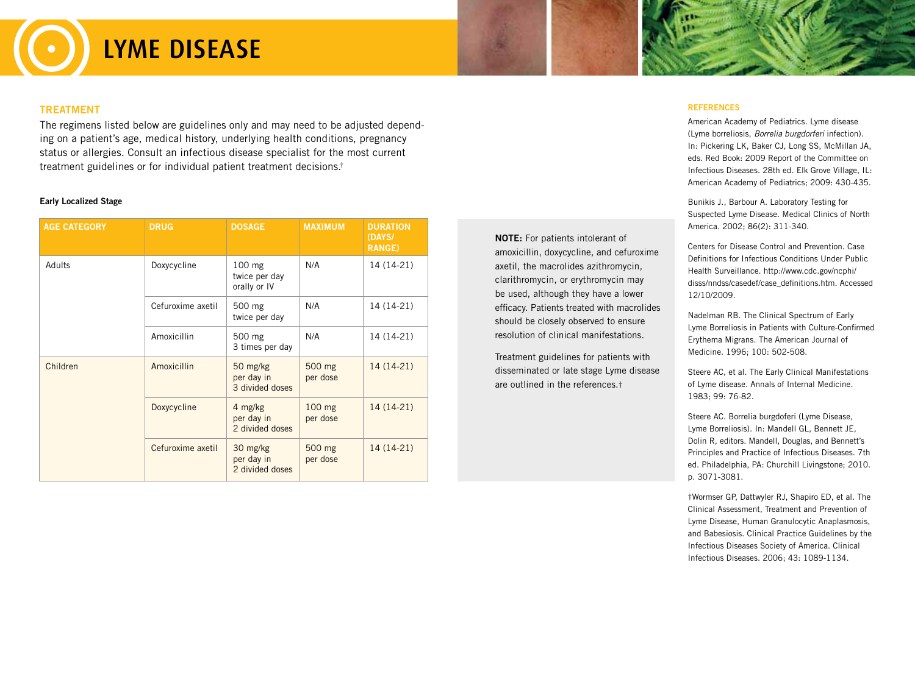# LYME DISEASE

## TREATMENT

The regimens listed below are guidelines only and may need to be adjusted depending on a patient's age, medical history, underlying health conditions, pregnancy status or allergies. Consult an infectious disease specialist for the most current treatment guidelines or for individual patient treatment decisions.†

**Early Localized Stage**

| AGE CATEGORY | DRUG | DOSAGE | MAXIMUM | DURATION (DAYS/ RANGE) |
|---|---|---|---|---|
| Adults | Doxycycline | 100 mg twice per day orally or IV | N/A | 14 (14-21) |
| | Cefuroxime axetil | 500 mg twice per day | N/A | 14 (14-21) |
| | Amoxicillin | 500 mg 3 times per day | N/A | 14 (14-21) |
| Children | Amoxicillin | 50 mg/kg per day in 3 divided doses | 500 mg per dose | 14 (14-21) |
| | Doxycycline | 4 mg/kg per day in 2 divided doses | 100 mg per dose | 14 (14-21) |
| | Cefuroxime axetil | 30 mg/kg per day in 2 divided doses | 500 mg per dose | 14 (14-21) |

**NOTE:** For patients intolerant of amoxicillin, doxycycline, and cefuroxime axetil, the macrolides azithromycin, clarithromycin, or erythromycin may be used, although they have a lower efficacy. Patients treated with macrolides should be closely observed to ensure resolution of clinical manifestations.

Treatment guidelines for patients with disseminated or late stage Lyme disease are outlined in the references.†

### REFERENCES

American Academy of Pediatrics. Lyme disease (Lyme borreliosis, *Borrelia burgdorferi* infection). In: Pickering LK, Baker CJ, Long SS, McMillan JA, eds. Red Book: 2009 Report of the Committee on Infectious Diseases. 28th ed. Elk Grove Village, IL: American Academy of Pediatrics; 2009: 430-435.

Bunikis J., Barbour A. Laboratory Testing for Suspected Lyme Disease. Medical Clinics of North America. 2002; 86(2): 311-340.

Centers for Disease Control and Prevention. Case Definitions for Infectious Conditions Under Public Health Surveillance. http://www.cdc.gov/ncphi/disss/nndss/casedef/case_definitions.htm. Accessed 12/10/2009.

Nadelman RB. The Clinical Spectrum of Early Lyme Borreliosis in Patients with Culture-Confirmed Erythema Migrans. The American Journal of Medicine. 1996; 100: 502-508.

Steere AC, et al. The Early Clinical Manifestations of Lyme disease. Annals of Internal Medicine. 1983; 99: 76-82.

Steere AC. Borrelia burgdoferi (Lyme Disease, Lyme Borreliosis). In: Mandell GL, Bennett JE, Dolin R, editors. Mandell, Douglas, and Bennett's Principles and Practice of Infectious Diseases. 7th ed. Philadelphia, PA: Churchill Livingstone; 2010. p. 3071-3081.

†Wormser GP, Dattwyler RJ, Shapiro ED, et al. The Clinical Assessment, Treatment and Prevention of Lyme Disease, Human Granulocytic Anaplasmosis, and Babesiosis. Clinical Practice Guidelines by the Infectious Diseases Society of America. Clinical Infectious Diseases. 2006; 43: 1089-1134.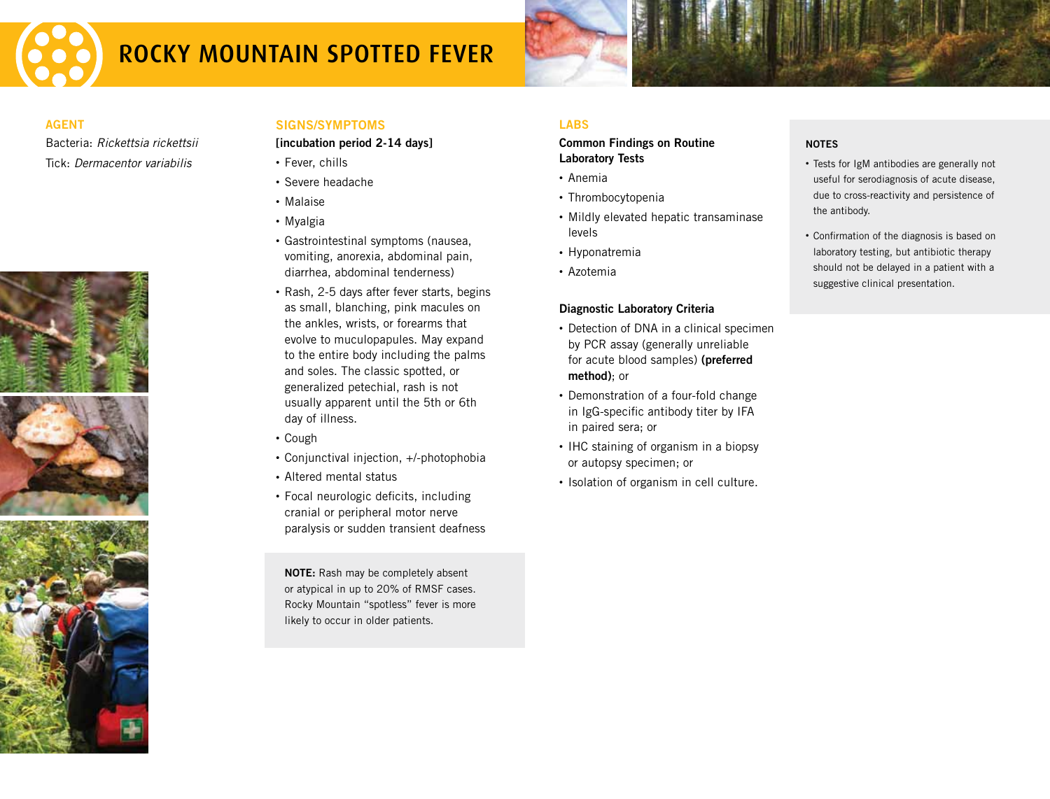# ROCKY MOUNTAIN SPOTTED FEVER

## AGENT

Bacteria: *Rickettsia rickettsii*

Tick: *Dermacentor variabilis*

## SIGNS/SYMPTOMS

**[incubation period 2-14 days]**

- Fever, chills
- Severe headache
- Malaise
- Myalgia
- Gastrointestinal symptoms (nausea, vomiting, anorexia, abdominal pain, diarrhea, abdominal tenderness)
- Rash, 2-5 days after fever starts, begins as small, blanching, pink macules on the ankles, wrists, or forearms that evolve to muculopapules. May expand to the entire body including the palms and soles. The classic spotted, or generalized petechial, rash is not usually apparent until the 5th or 6th day of illness.
- Cough
- Conjunctival injection, +/-photophobia
- Altered mental status
- Focal neurologic deficits, including cranial or peripheral motor nerve paralysis or sudden transient deafness

**NOTE:** Rash may be completely absent or atypical in up to 20% of RMSF cases. Rocky Mountain "spotless" fever is more likely to occur in older patients.

## LABS

### Common Findings on Routine Laboratory Tests

- Anemia
- Thrombocytopenia
- Mildly elevated hepatic transaminase levels
- Hyponatremia
- Azotemia

### Diagnostic Laboratory Criteria

- Detection of DNA in a clinical specimen by PCR assay (generally unreliable for acute blood samples) **(preferred method)**; or
- Demonstration of a four-fold change in IgG-specific antibody titer by IFA in paired sera; or
- IHC staining of organism in a biopsy or autopsy specimen; or
- Isolation of organism in cell culture.

## NOTES

- Tests for IgM antibodies are generally not useful for serodiagnosis of acute disease, due to cross-reactivity and persistence of the antibody.
- Confirmation of the diagnosis is based on laboratory testing, but antibiotic therapy should not be delayed in a patient with a suggestive clinical presentation.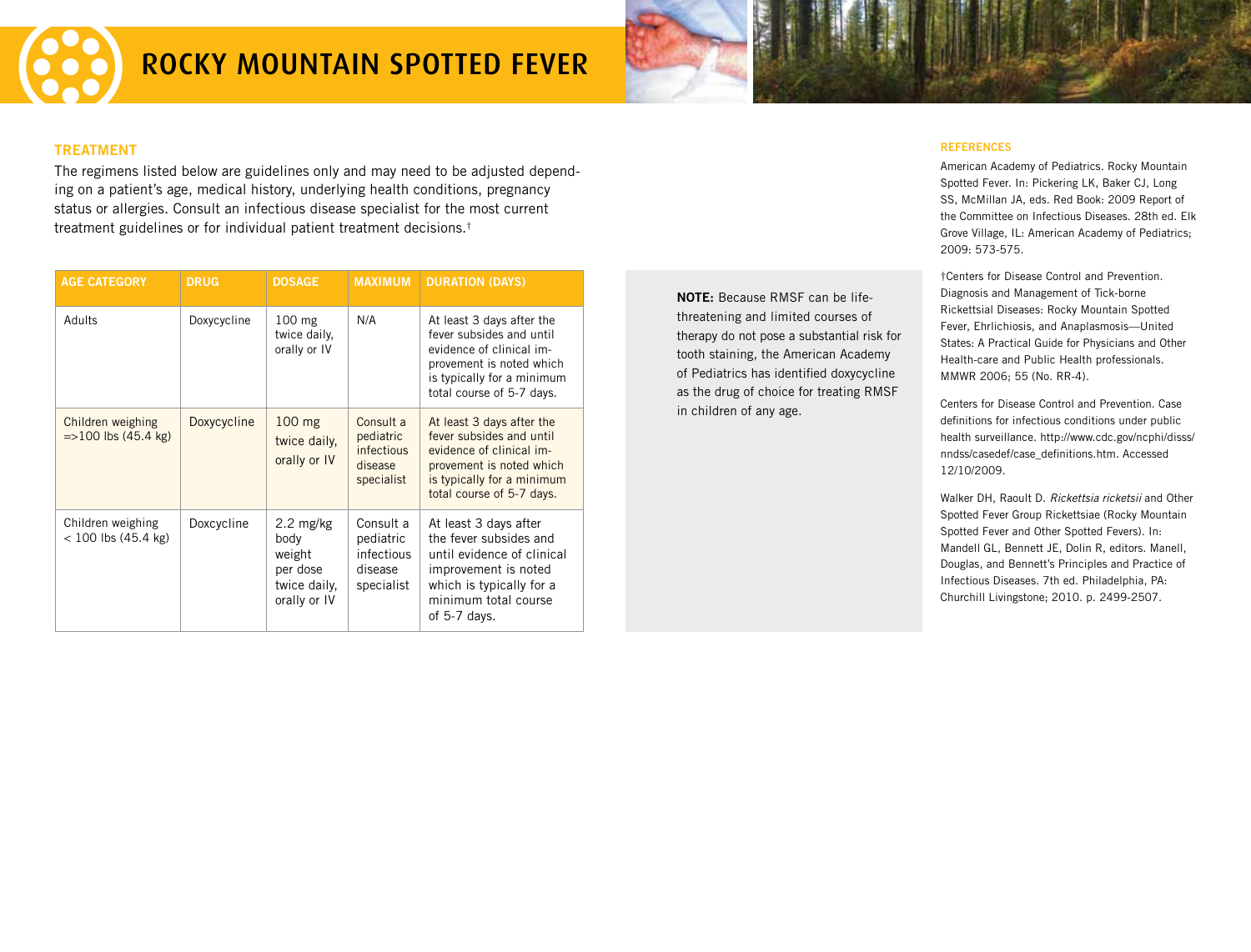# ROCKY MOUNTAIN SPOTTED FEVER

## TREATMENT

The regimens listed below are guidelines only and may need to be adjusted depending on a patient's age, medical history, underlying health conditions, pregnancy status or allergies. Consult an infectious disease specialist for the most current treatment guidelines or for individual patient treatment decisions.†

| AGE CATEGORY | DRUG | DOSAGE | MAXIMUM | DURATION (DAYS) |
|---|---|---|---|---|
| Adults | Doxycycline | 100 mg twice daily, orally or IV | N/A | At least 3 days after the fever subsides and until evidence of clinical improvement is noted which is typically for a minimum total course of 5-7 days. |
| Children weighing =>100 lbs (45.4 kg) | Doxycycline | 100 mg twice daily, orally or IV | Consult a pediatric infectious disease specialist | At least 3 days after the fever subsides and until evidence of clinical improvement is noted which is typically for a minimum total course of 5-7 days. |
| Children weighing < 100 lbs (45.4 kg) | Doxcycline | 2.2 mg/kg body weight per dose twice daily, orally or IV | Consult a pediatric infectious disease specialist | At least 3 days after the fever subsides and until evidence of clinical improvement is noted which is typically for a minimum total course of 5-7 days. |

**NOTE:** Because RMSF can be life-threatening and limited courses of therapy do not pose a substantial risk for tooth staining, the American Academy of Pediatrics has identified doxycycline as the drug of choice for treating RMSF in children of any age.

## REFERENCES

American Academy of Pediatrics. Rocky Mountain Spotted Fever. In: Pickering LK, Baker CJ, Long SS, McMillan JA, eds. Red Book: 2009 Report of the Committee on Infectious Diseases. 28th ed. Elk Grove Village, IL: American Academy of Pediatrics; 2009: 573-575.

†Centers for Disease Control and Prevention. Diagnosis and Management of Tick-borne Rickettsial Diseases: Rocky Mountain Spotted Fever, Ehrlichiosis, and Anaplasmosis—United States: A Practical Guide for Physicians and Other Health-care and Public Health professionals. MMWR 2006; 55 (No. RR-4).

Centers for Disease Control and Prevention. Case definitions for infectious conditions under public health surveillance. http://www.cdc.gov/ncphi/disss/nndss/casedef/case_definitions.htm. Accessed 12/10/2009.

Walker DH, Raoult D. *Rickettsia ricketsii* and Other Spotted Fever Group Rickettsiae (Rocky Mountain Spotted Fever and Other Spotted Fevers). In: Mandell GL, Bennett JE, Dolin R, editors. Manell, Douglas, and Bennett's Principles and Practice of Infectious Diseases. 7th ed. Philadelphia, PA: Churchill Livingstone; 2010. p. 2499-2507.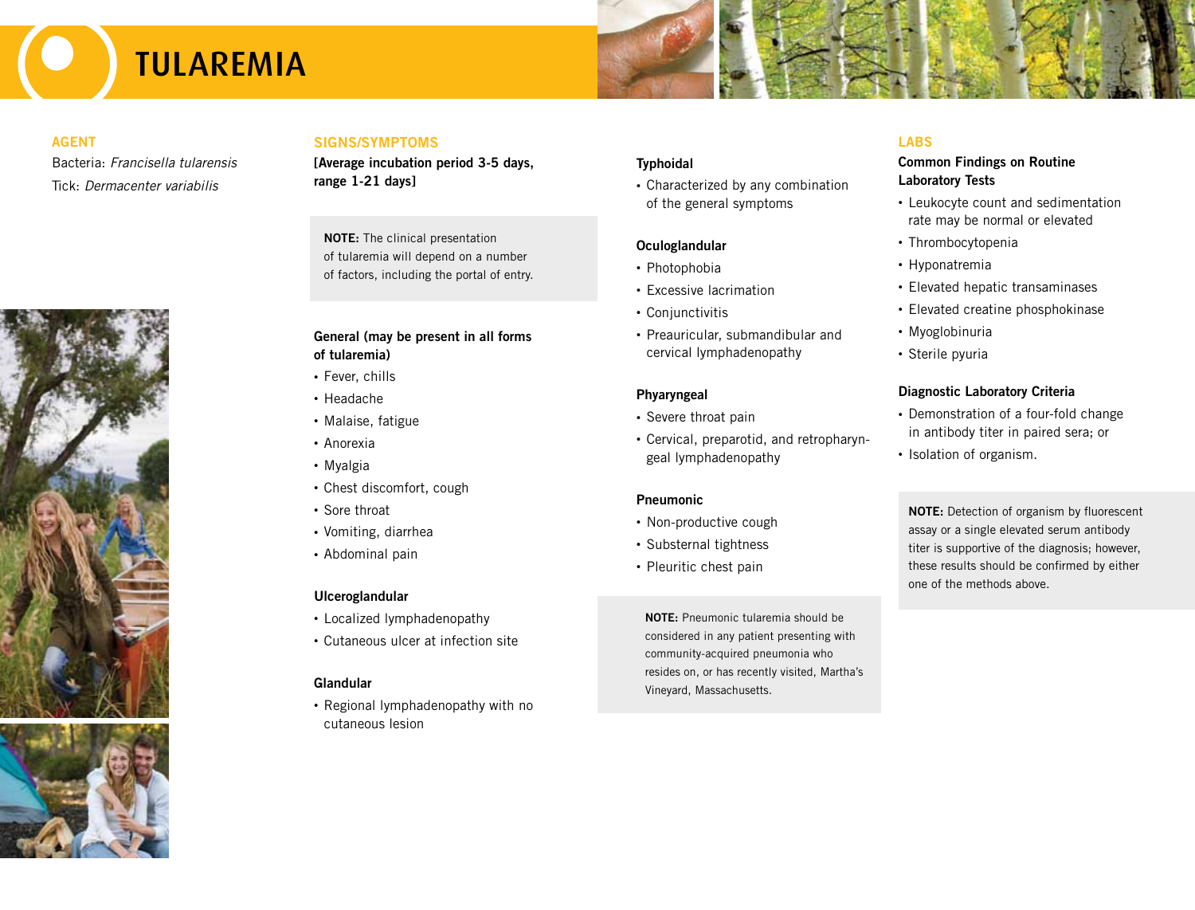# TULAREMIA

## AGENT

Bacteria: *Francisella tularensis*

Tick: *Dermacenter variabilis*

## SIGNS/SYMPTOMS

**[Average incubation period 3-5 days, range 1-21 days]**

**NOTE:** The clinical presentation of tularemia will depend on a number of factors, including the portal of entry.

### General (may be present in all forms of tularemia)

- Fever, chills
- Headache
- Malaise, fatigue
- Anorexia
- Myalgia
- Chest discomfort, cough
- Sore throat
- Vomiting, diarrhea
- Abdominal pain

### Ulceroglandular

- Localized lymphadenopathy
- Cutaneous ulcer at infection site

### Glandular

- Regional lymphadenopathy with no cutaneous lesion

### Typhoidal

- Characterized by any combination of the general symptoms

### Oculoglandular

- Photophobia
- Excessive lacrimation
- Conjunctivitis
- Preauricular, submandibular and cervical lymphadenopathy

### Phyaryngeal

- Severe throat pain
- Cervical, preparotid, and retropharyngeal lymphadenopathy

### Pneumonic

- Non-productive cough
- Substernal tightness
- Pleuritic chest pain

**NOTE:** Pneumonic tularemia should be considered in any patient presenting with community-acquired pneumonia who resides on, or has recently visited, Martha's Vineyard, Massachusetts.

## LABS

### Common Findings on Routine Laboratory Tests

- Leukocyte count and sedimentation rate may be normal or elevated
- Thrombocytopenia
- Hyponatremia
- Elevated hepatic transaminases
- Elevated creatine phosphokinase
- Myoglobinuria
- Sterile pyuria

### Diagnostic Laboratory Criteria

- Demonstration of a four-fold change in antibody titer in paired sera; or
- Isolation of organism.

**NOTE:** Detection of organism by fluorescent assay or a single elevated serum antibody titer is supportive of the diagnosis; however, these results should be confirmed by either one of the methods above.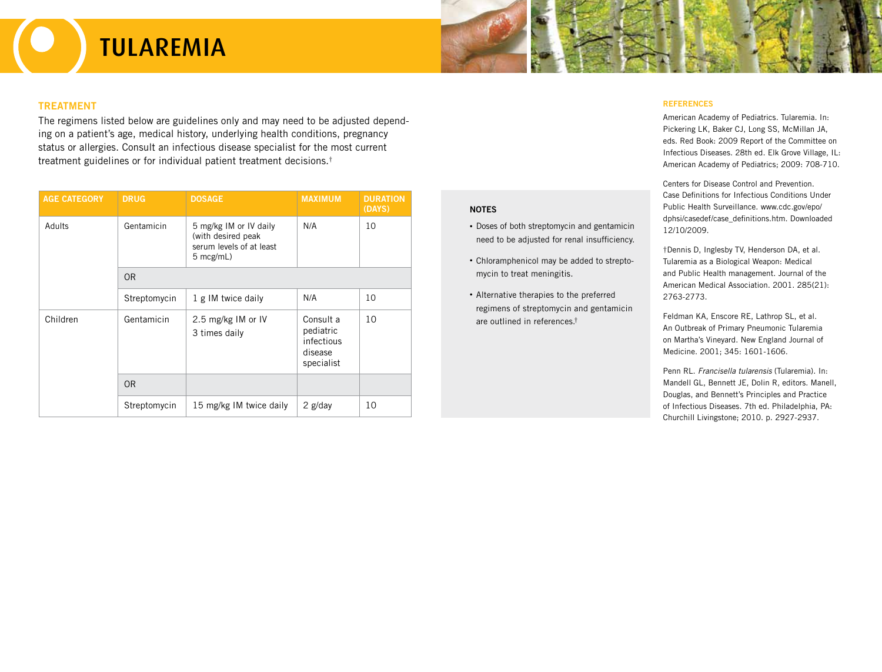# TULAREMIA

## TREATMENT

The regimens listed below are guidelines only and may need to be adjusted depending on a patient's age, medical history, underlying health conditions, pregnancy status or allergies. Consult an infectious disease specialist for the most current treatment guidelines or for individual patient treatment decisions.†

| AGE CATEGORY | DRUG | DOSAGE | MAXIMUM | DURATION (DAYS) |
|---|---|---|---|---|
| Adults | Gentamicin | 5 mg/kg IM or IV daily (with desired peak serum levels of at least 5 mcg/mL) | N/A | 10 |
| | OR | | | |
| | Streptomycin | 1 g IM twice daily | N/A | 10 |
| Children | Gentamicin | 2.5 mg/kg IM or IV 3 times daily | Consult a pediatric infectious disease specialist | 10 |
| | OR | | | |
| | Streptomycin | 15 mg/kg IM twice daily | 2 g/day | 10 |

### NOTES

- Doses of both streptomycin and gentamicin need to be adjusted for renal insufficiency.
- Chloramphenicol may be added to streptomycin to treat meningitis.
- Alternative therapies to the preferred regimens of streptomycin and gentamicin are outlined in references.†

### REFERENCES

American Academy of Pediatrics. Tularemia. In: Pickering LK, Baker CJ, Long SS, McMillan JA, eds. Red Book: 2009 Report of the Committee on Infectious Diseases. 28th ed. Elk Grove Village, IL: American Academy of Pediatrics; 2009: 708-710.

Centers for Disease Control and Prevention. Case Definitions for Infectious Conditions Under Public Health Surveillance. www.cdc.gov/epo/dphsi/casedef/case_definitions.htm. Downloaded 12/10/2009.

†Dennis D, Inglesby TV, Henderson DA, et al. Tularemia as a Biological Weapon: Medical and Public Health management. Journal of the American Medical Association. 2001. 285(21): 2763-2773.

Feldman KA, Enscore RE, Lathrop SL, et al. An Outbreak of Primary Pneumonic Tularemia on Martha's Vineyard. New England Journal of Medicine. 2001; 345: 1601-1606.

Penn RL. *Francisella tularensis* (Tularemia). In: Mandell GL, Bennett JE, Dolin R, editors. Manell, Douglas, and Bennett's Principles and Practice of Infectious Diseases. 7th ed. Philadelphia, PA: Churchill Livingstone; 2010. p. 2927-2937.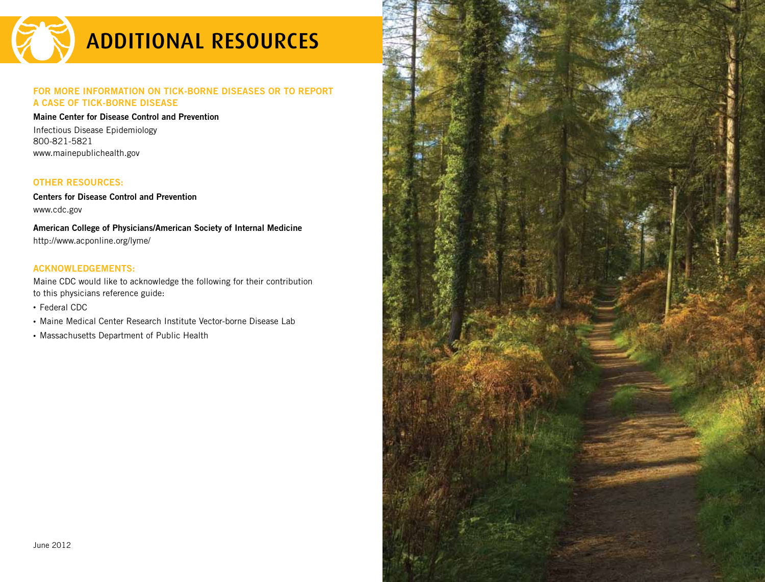# ADDITIONAL RESOURCES

## FOR MORE INFORMATION ON TICK-BORNE DISEASES OR TO REPORT A CASE OF TICK-BORNE DISEASE

**Maine Center for Disease Control and Prevention**

Infectious Disease Epidemiology
800-821-5821
www.mainepublichealth.gov

## OTHER RESOURCES:

**Centers for Disease Control and Prevention**
www.cdc.gov

**American College of Physicians/American Society of Internal Medicine**
http://www.acponline.org/lyme/

## ACKNOWLEDGEMENTS:

Maine CDC would like to acknowledge the following for their contribution to this physicians reference guide:

- Federal CDC
- Maine Medical Center Research Institute Vector-borne Disease Lab
- Massachusetts Department of Public Health

June 2012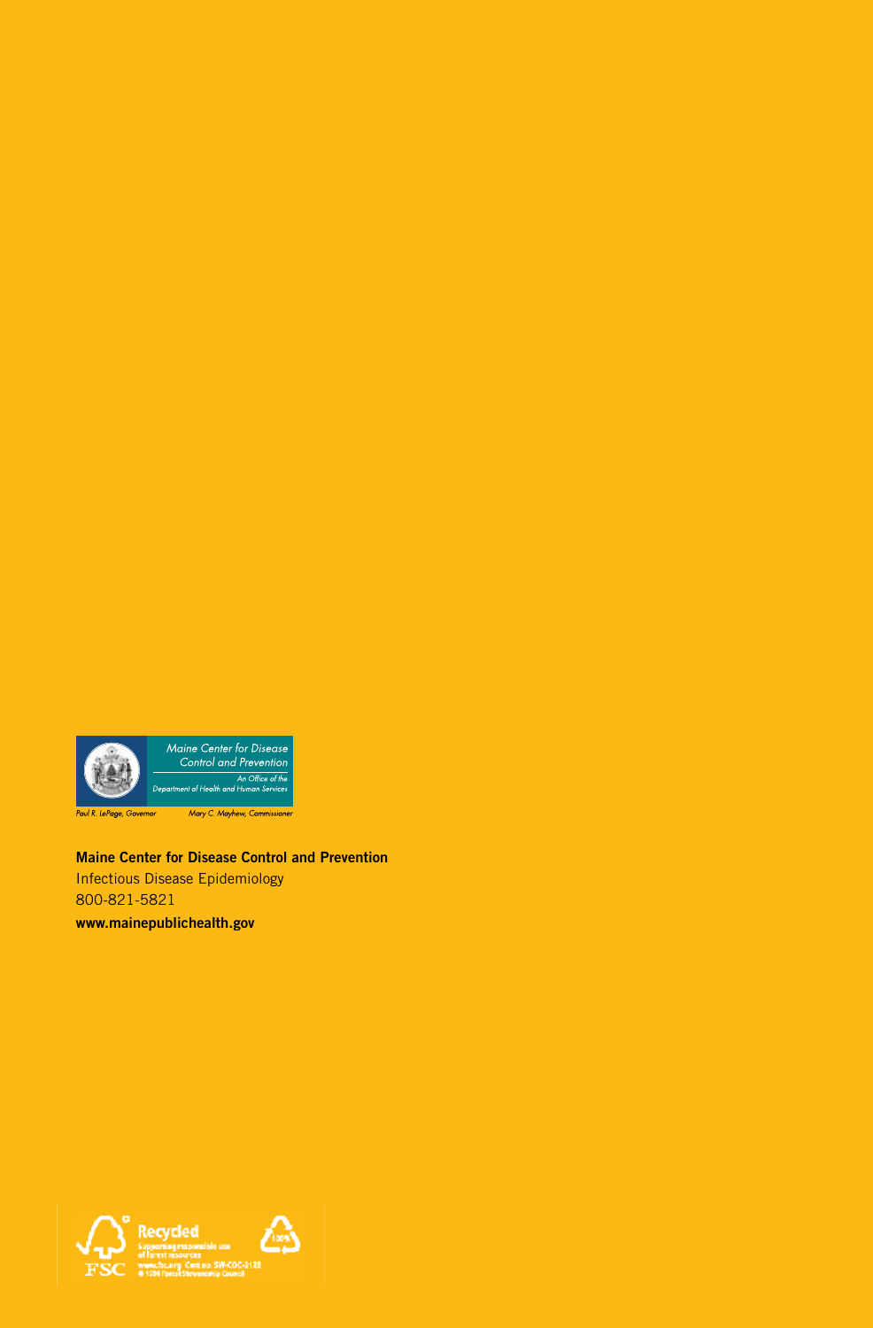Maine Center for Disease Control and Prevention

An Office of the Department of Health and Human Services

*Paul R. LePage, Governor* *Mary C. Mayhew, Commissioner*

**Maine Center for Disease Control and Prevention**
Infectious Disease Epidemiology
800-821-5821
**www.mainepublichealth.gov**

Recycled
Supporting responsible use of forest resources
www.fsc.org Cert no. SW-COC-2128
© 1996 Forest Stewardship Council
FSC